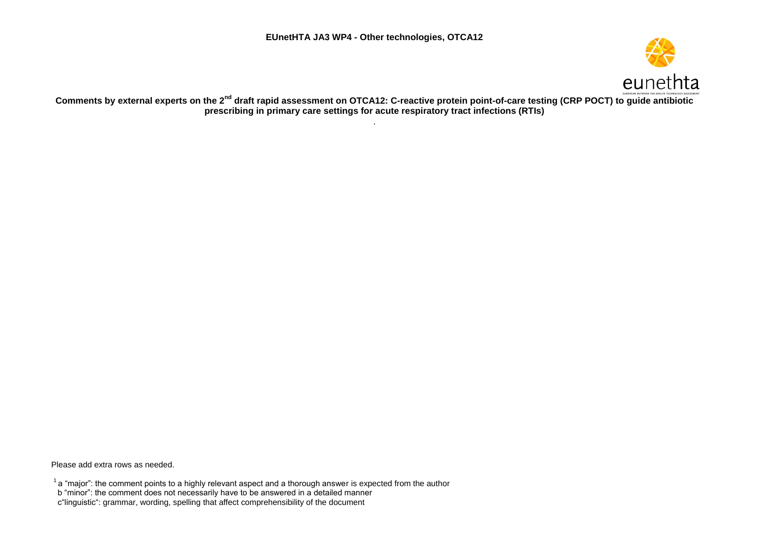**EUnetHTA JA3 WP4 - Other technologies, OTCA12**

**Comments by external experts on the 2nd draft rapid assessment on OTCA12: C-reactive protein point-of-care testing (CRP POCT) to guide antibiotic prescribing in primary care settings for acute respiratory tract infections (RTIs)**

.

Please add extra rows as needed.

[1] a "major": the comment points to a highly relevant aspect and a thorough answer is expected from the author
b "minor": the comment does not necessarily have to be answered in a detailed manner
c"linguistic": grammar, wording, spelling that affect comprehensibility of the document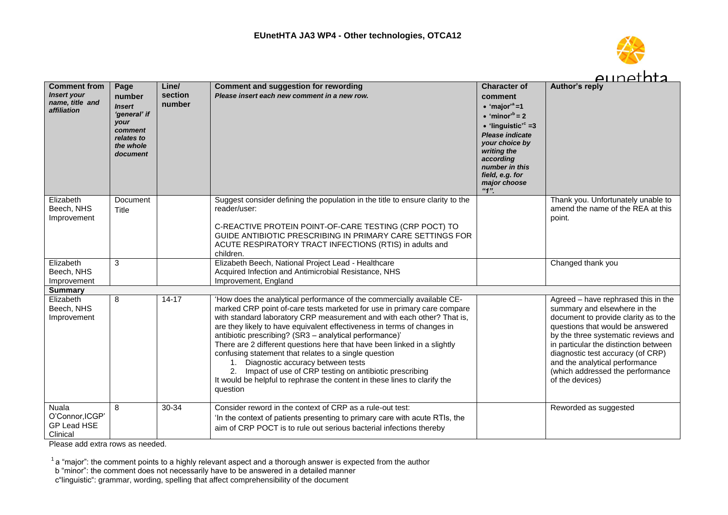| Comment from *Insert your name, title and affiliation* | Page number *Insert 'general' if your comment relates to the whole document* | Line/ section number | Comment and suggestion for rewording *Please insert each new comment in a new row.* | Character of comment • 'major'[a] =1 • 'minor'[b] = 2 • 'linguistic'[c] =3 *Please indicate your choice by writing the according number in this field, e.g. for major choose "1".* | Author's reply |
|---|---|---|---|---|---|
| Elizabeth Beech, NHS Improvement | Document Title | | Suggest consider defining the population in the title to ensure clarity to the reader/user:<br><br>C-REACTIVE PROTEIN POINT-OF-CARE TESTING (CRP POCT) TO GUIDE ANTIBIOTIC PRESCRIBING IN PRIMARY CARE SETTINGS FOR ACUTE RESPIRATORY TRACT INFECTIONS (RTIS) in adults and children. | | Thank you. Unfortunately unable to amend the name of the REA at this point. |
| Elizabeth Beech, NHS Improvement | 3 | | Elizabeth Beech, National Project Lead - Healthcare Acquired Infection and Antimicrobial Resistance, NHS Improvement, England | | Changed thank you |
| **Summary** | | | | | |
| Elizabeth Beech, NHS Improvement | 8 | 14-17 | 'How does the analytical performance of the commercially available CE-marked CRP point of-care tests marketed for use in primary care compare with standard laboratory CRP measurement and with each other? That is, are they likely to have equivalent effectiveness in terms of changes in antibiotic prescribing? (SR3 – analytical performance)'<br>There are 2 different questions here that have been linked in a slightly confusing statement that relates to a single question<br>1. Diagnostic accuracy between tests<br>2. Impact of use of CRP testing on antibiotic prescribing<br>It would be helpful to rephrase the content in these lines to clarify the question | | Agreed – have rephrased this in the summary and elsewhere in the document to provide clarity as to the questions that would be answered by the three systematic reviews and in particular the distinction between diagnostic test accuracy (of CRP) and the analytical performance (which addressed the performance of the devices) |
| Nuala O'Connor,ICGP' GP Lead HSE Clinical | 8 | 30-34 | Consider reword in the context of CRP as a rule-out test:<br>'In the context of patients presenting to primary care with acute RTIs, the aim of CRP POCT is to rule out serious bacterial infections thereby | | Reworded as suggested |

Please add extra rows as needed.

[1] a "major": the comment points to a highly relevant aspect and a thorough answer is expected from the author
b "minor": the comment does not necessarily have to be answered in a detailed manner
c"linguistic": grammar, wording, spelling that affect comprehensibility of the document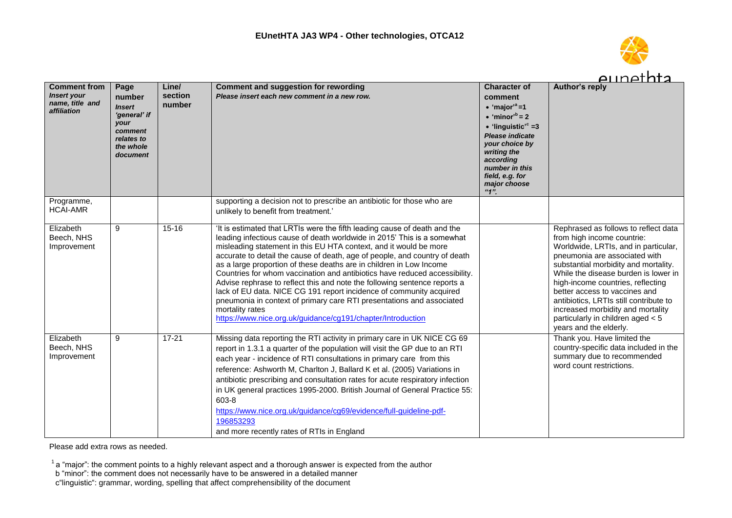| Comment from *Insert your name, title and affiliation* | Page number *Insert 'general' if your comment relates to the whole document* | Line/ section number | Comment and suggestion for rewording *Please insert each new comment in a new row.* | Character of comment • 'major'[a] =1 • 'minor'[b] = 2 • 'linguistic'[c] =3 *Please indicate your choice by writing the according number in this field, e.g. for major choose "1".* | Author's reply |
|---|---|---|---|---|---|
| Programme, HCAI-AMR | | | supporting a decision not to prescribe an antibiotic for those who are unlikely to benefit from treatment.' | | |
| Elizabeth Beech, NHS Improvement | 9 | 15-16 | 'It is estimated that LRTIs were the fifth leading cause of death and the leading infectious cause of death worldwide in 2015' This is a somewhat misleading statement in this EU HTA context, and it would be more accurate to detail the cause of death, age of people, and country of death as a large proportion of these deaths are in children in Low Income Countries for whom vaccination and antibiotics have reduced accessibility. Advise rephrase to reflect this and note the following sentence reports a lack of EU data. NICE CG 191 report incidence of community acquired pneumonia in context of primary care RTI presentations and associated mortality rates https://www.nice.org.uk/guidance/cg191/chapter/Introduction | | Rephrased as follows to reflect data from high income countrie: Worldwide, LRTIs, and in particular, pneumonia are associated with substantial morbidity and mortality. While the disease burden is lower in high-income countries, reflecting better access to vaccines and antibiotics, LRTIs still contribute to increased morbidity and mortality particularly in children aged < 5 years and the elderly. |
| Elizabeth Beech, NHS Improvement | 9 | 17-21 | Missing data reporting the RTI activity in primary care in UK NICE CG 69 report in 1.3.1 a quarter of the population will visit the GP due to an RTI each year - incidence of RTI consultations in primary care from this reference: Ashworth M, Charlton J, Ballard K et al. (2005) Variations in antibiotic prescribing and consultation rates for acute respiratory infection in UK general practices 1995-2000. British Journal of General Practice 55: 603-8 https://www.nice.org.uk/guidance/cg69/evidence/full-guideline-pdf-196853293 and more recently rates of RTIs in England | | Thank you. Have limited the country-specific data included in the summary due to recommended word count restrictions. |

Please add extra rows as needed.

[1] a "major": the comment points to a highly relevant aspect and a thorough answer is expected from the author
b "minor": the comment does not necessarily have to be answered in a detailed manner
c"linguistic": grammar, wording, spelling that affect comprehensibility of the document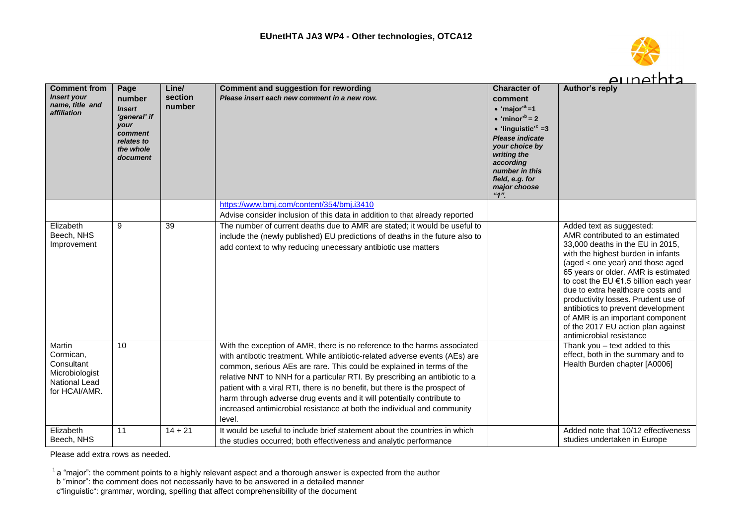| Comment from *Insert your name, title and affiliation* | Page number *Insert 'general' if your comment relates to the whole document* | Line/ section number | Comment and suggestion for rewording *Please insert each new comment in a new row.* | Character of comment • 'major'[a] =1 • 'minor'[b] = 2 • 'linguistic'[c] =3 *Please indicate your choice by writing the according number in this field, e.g. for major choose "1".* | Author's reply |
|---|---|---|---|---|---|
| | | | https://www.bmj.com/content/354/bmj.i3410 Advise consider inclusion of this data in addition to that already reported | | |
| Elizabeth Beech, NHS Improvement | 9 | 39 | The number of current deaths due to AMR are stated; it would be useful to include the (newly published) EU predictions of deaths in the future also to add context to why reducing unecessary antibiotic use matters | | Added text as suggested: AMR contributed to an estimated 33,000 deaths in the EU in 2015, with the highest burden in infants (aged < one year) and those aged 65 years or older. AMR is estimated to cost the EU €1.5 billion each year due to extra healthcare costs and productivity losses. Prudent use of antibiotics to prevent development of AMR is an important component of the 2017 EU action plan against antimicrobial resistance |
| Martin Cormican, Consultant Microbiologist National Lead for HCAI/AMR. | 10 | | With the exception of AMR, there is no reference to the harms associated with antibotic treatment. While antibiotic-related adverse events (AEs) are common, serious AEs are rare. This could be explained in terms of the relative NNT to NNH for a particular RTI. By prescribing an antibiotic to a patient with a viral RTI, there is no benefit, but there is the prospect of harm through adverse drug events and it will potentially contribute to increased antimicrobial resistance at both the individual and community level. | | Thank you – text added to this effect, both in the summary and to Health Burden chapter [A0006] |
| Elizabeth Beech, NHS | 11 | 14 + 21 | It would be useful to include brief statement about the countries in which the studies occurred; both effectiveness and analytic performance | | Added note that 10/12 effectiveness studies undertaken in Europe |

Please add extra rows as needed.

[1] a "major": the comment points to a highly relevant aspect and a thorough answer is expected from the author
b "minor": the comment does not necessarily have to be answered in a detailed manner
c"linguistic": grammar, wording, spelling that affect comprehensibility of the document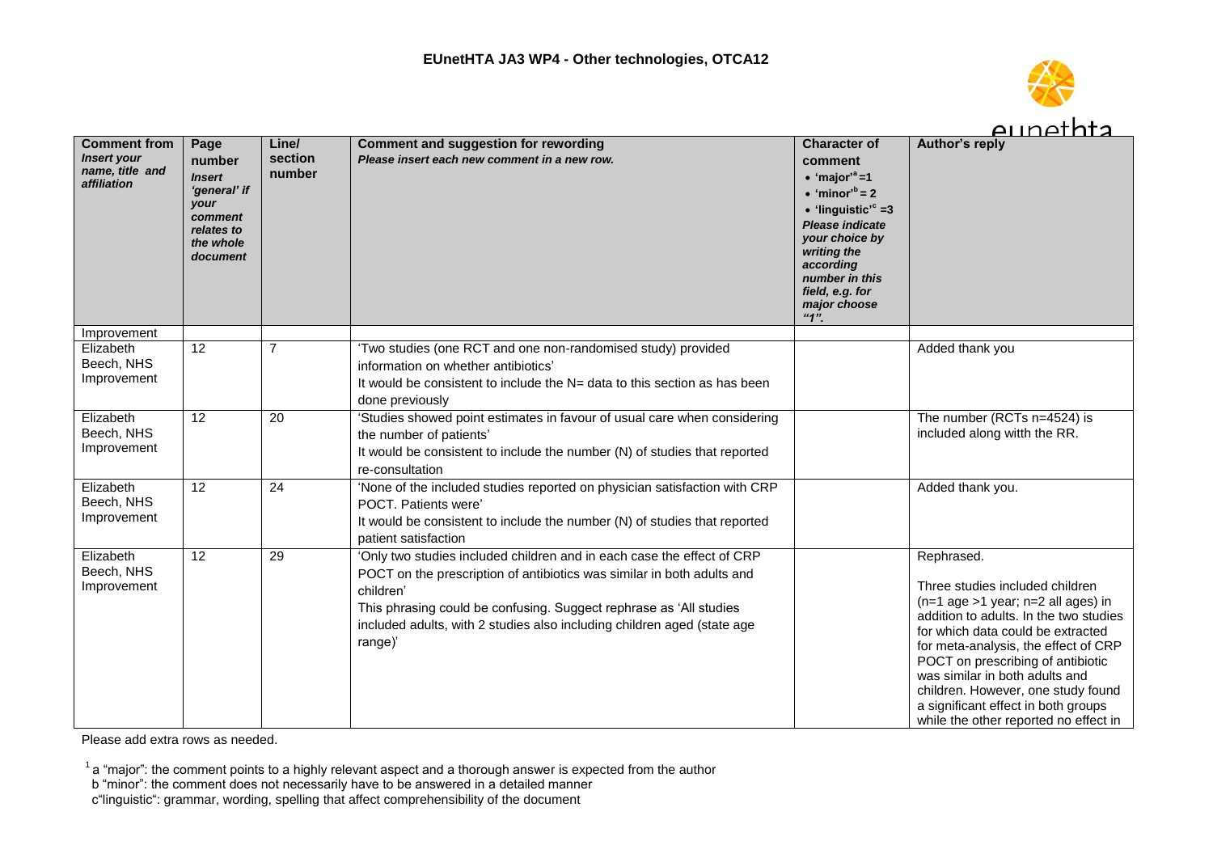| Comment from *Insert your name, title and affiliation* | Page number *Insert 'general' if your comment relates to the whole document* | Line/ section number | Comment and suggestion for rewording *Please insert each new comment in a new row.* | Character of comment • 'major'[a] =1 • 'minor'[b] = 2 • 'linguistic'[c] =3 *Please indicate your choice by writing the according number in this field, e.g. for major choose "1".* | Author's reply |
|---|---|---|---|---|---|
| Improvement | | | | | |
| Elizabeth Beech, NHS Improvement | 12 | 7 | 'Two studies (one RCT and one non-randomised study) provided information on whether antibiotics' It would be consistent to include the N= data to this section as has been done previously | | Added thank you |
| Elizabeth Beech, NHS Improvement | 12 | 20 | 'Studies showed point estimates in favour of usual care when considering the number of patients' It would be consistent to include the number (N) of studies that reported re-consultation | | The number (RCTs n=4524) is included along witth the RR. |
| Elizabeth Beech, NHS Improvement | 12 | 24 | 'None of the included studies reported on physician satisfaction with CRP POCT. Patients were' It would be consistent to include the number (N) of studies that reported patient satisfaction | | Added thank you. |
| Elizabeth Beech, NHS Improvement | 12 | 29 | 'Only two studies included children and in each case the effect of CRP POCT on the prescription of antibiotics was similar in both adults and children' This phrasing could be confusing. Suggect rephrase as 'All studies included adults, with 2 studies also including children aged (state age range)' | | Rephrased. Three studies included children (n=1 age >1 year; n=2 all ages) in addition to adults. In the two studies for which data could be extracted for meta-analysis, the effect of CRP POCT on prescribing of antibiotic was similar in both adults and children. However, one study found a significant effect in both groups while the other reported no effect in |

Please add extra rows as needed.

[1] a "major": the comment points to a highly relevant aspect and a thorough answer is expected from the author
b "minor": the comment does not necessarily have to be answered in a detailed manner
c"linguistic": grammar, wording, spelling that affect comprehensibility of the document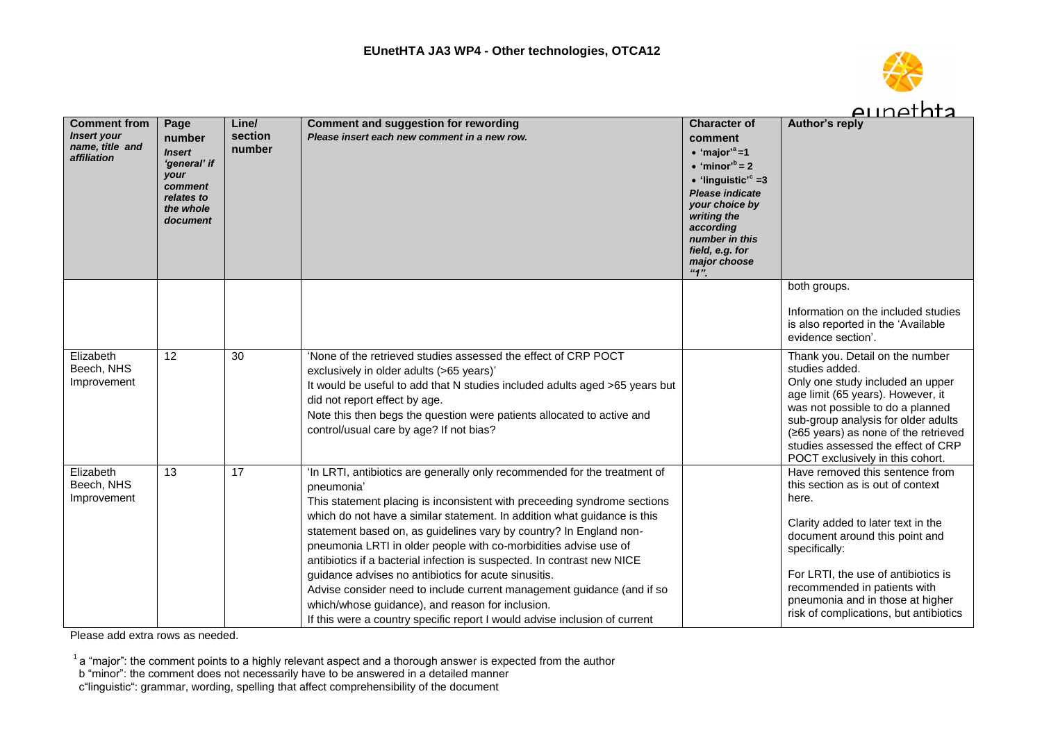| Comment from *Insert your name, title and affiliation* | Page number *Insert 'general' if your comment relates to the whole document* | Line/ section number | Comment and suggestion for rewording *Please insert each new comment in a new row.* | Character of comment • 'major'[a] =1 • 'minor'[b] = 2 • 'linguistic'[c] =3 *Please indicate your choice by writing the according number in this field, e.g. for major choose "1".* | Author's reply |
|---|---|---|---|---|---|
| | | | | | both groups.<br><br>Information on the included studies is also reported in the 'Available evidence section'. |
| Elizabeth Beech, NHS Improvement | 12 | 30 | 'None of the retrieved studies assessed the effect of CRP POCT exclusively in older adults (>65 years)'<br>It would be useful to add that N studies included adults aged >65 years but did not report effect by age.<br>Note this then begs the question were patients allocated to active and control/usual care by age? If not bias? | | Thank you. Detail on the number studies added.<br>Only one study included an upper age limit (65 years). However, it was not possible to do a planned sub-group analysis for older adults (≥65 years) as none of the retrieved studies assessed the effect of CRP POCT exclusively in this cohort. |
| Elizabeth Beech, NHS Improvement | 13 | 17 | 'In LRTI, antibiotics are generally only recommended for the treatment of pneumonia'<br>This statement placing is inconsistent with preceeding syndrome sections which do not have a similar statement. In addition what guidance is this statement based on, as guidelines vary by country? In England non-pneumonia LRTI in older people with co-morbidities advise use of antibiotics if a bacterial infection is suspected. In contrast new NICE guidance advises no antibiotics for acute sinusitis.<br>Advise consider need to include current management guidance (and if so which/whose guidance), and reason for inclusion.<br>If this were a country specific report I would advise inclusion of current | | Have removed this sentence from this section as is out of context here.<br><br>Clarity added to later text in the document around this point and specifically:<br><br>For LRTI, the use of antibiotics is recommended in patients with pneumonia and in those at higher risk of complications, but antibiotics |

Please add extra rows as needed.

[1] a "major": the comment points to a highly relevant aspect and a thorough answer is expected from the author
b "minor": the comment does not necessarily have to be answered in a detailed manner
c"linguistic": grammar, wording, spelling that affect comprehensibility of the document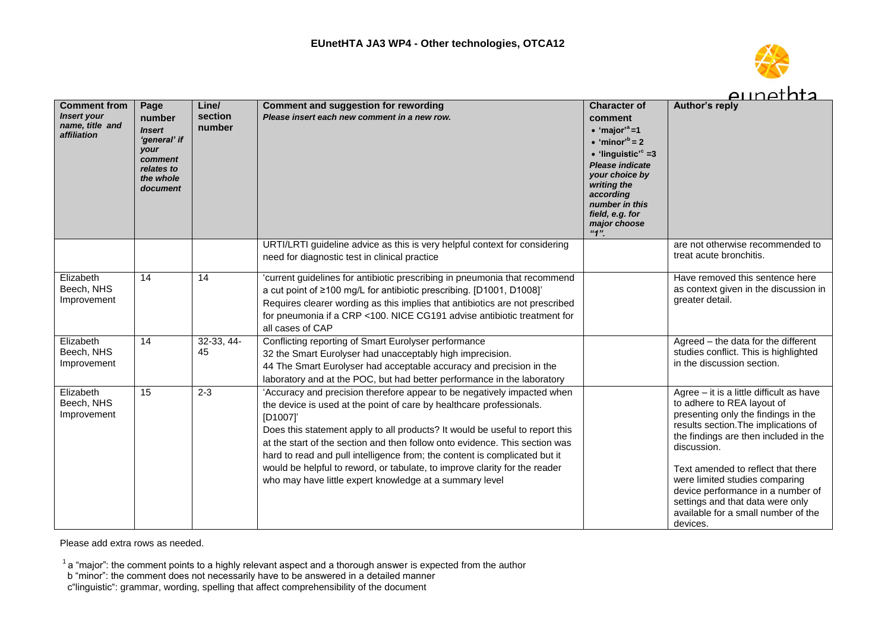| Comment from *Insert your name, title and affiliation* | Page number *Insert 'general' if your comment relates to the whole document* | Line/ section number | Comment and suggestion for rewording *Please insert each new comment in a new row.* | Character of comment • 'major'[a] =1 • 'minor'[b] = 2 • 'linguistic'[c] =3 *Please indicate your choice by writing the according number in this field, e.g. for major choose "1".* | Author's reply |
|---|---|---|---|---|---|
| | | | URTI/LRTI guideline advice as this is very helpful context for considering need for diagnostic test in clinical practice | | are not otherwise recommended to treat acute bronchitis. |
| Elizabeth Beech, NHS Improvement | 14 | 14 | 'current guidelines for antibiotic prescribing in pneumonia that recommend a cut point of ≥100 mg/L for antibiotic prescribing. [D1001, D1008]' Requires clearer wording as this implies that antibiotics are not prescribed for pneumonia if a CRP <100. NICE CG191 advise antibiotic treatment for all cases of CAP | | Have removed this sentence here as context given in the discussion in greater detail. |
| Elizabeth Beech, NHS Improvement | 14 | 32-33, 44-45 | Conflicting reporting of Smart Eurolyser performance<br>32 the Smart Eurolyser had unacceptably high imprecision.<br>44 The Smart Eurolyser had acceptable accuracy and precision in the laboratory and at the POC, but had better performance in the laboratory | | Agreed – the data for the different studies conflict. This is highlighted in the discussion section. |
| Elizabeth Beech, NHS Improvement | 15 | 2-3 | 'Accuracy and precision therefore appear to be negatively impacted when the device is used at the point of care by healthcare professionals. [D1007]'<br>Does this statement apply to all products? It would be useful to report this at the start of the section and then follow onto evidence. This section was hard to read and pull intelligence from; the content is complicated but it would be helpful to reword, or tabulate, to improve clarity for the reader who may have little expert knowledge at a summary level | | Agree – it is a little difficult as have to adhere to REA layout of presenting only the findings in the results section.The implications of the findings are then included in the discussion.<br><br>Text amended to reflect that there were limited studies comparing device performance in a number of settings and that data were only available for a small number of the devices. |

Please add extra rows as needed.

[1] a "major": the comment points to a highly relevant aspect and a thorough answer is expected from the author
b "minor": the comment does not necessarily have to be answered in a detailed manner
c"linguistic": grammar, wording, spelling that affect comprehensibility of the document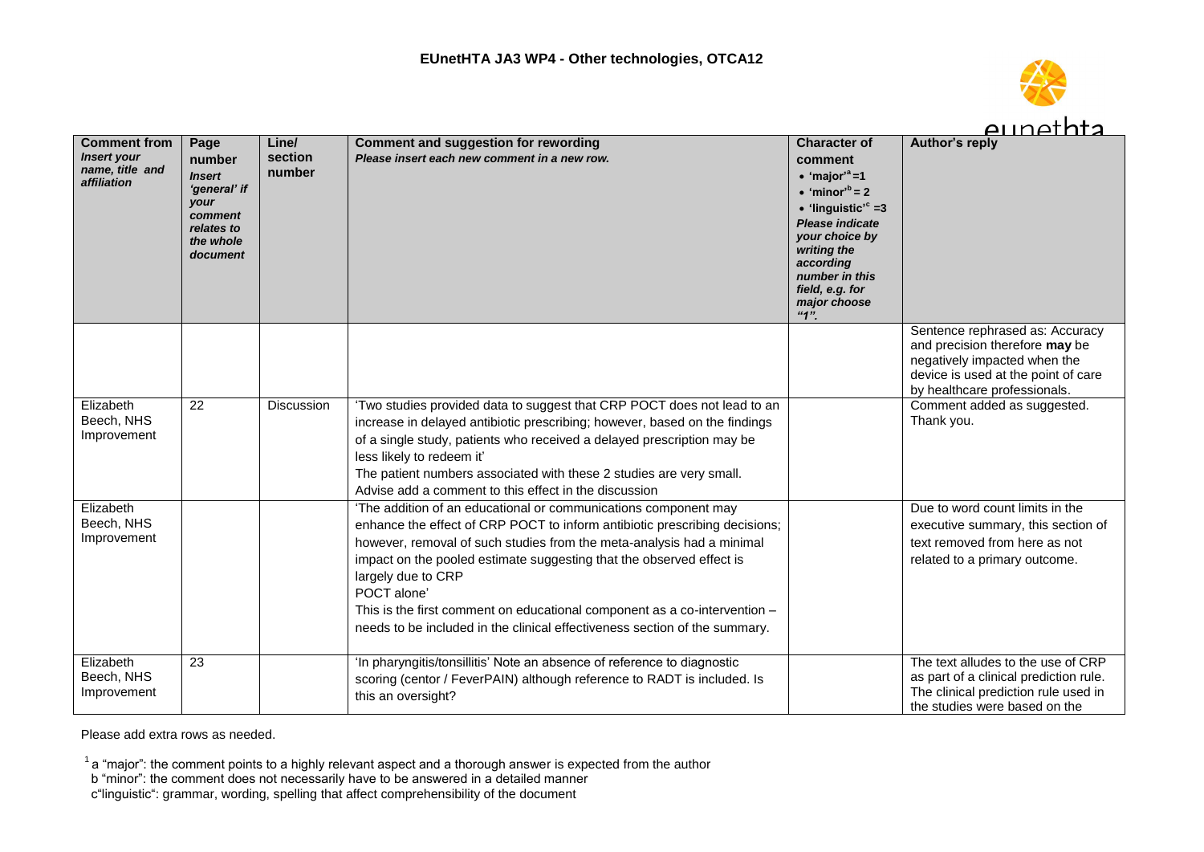| Comment from *Insert your name, title and affiliation* | Page number *Insert 'general' if your comment relates to the whole document* | Line/ section number | Comment and suggestion for rewording *Please insert each new comment in a new row.* | Character of comment • 'major'[a] =1 • 'minor'[b] = 2 • 'linguistic'[c] =3 *Please indicate your choice by writing the according number in this field, e.g. for major choose "1".* | Author's reply |
|---|---|---|---|---|---|
| | | | | | Sentence rephrased as: Accuracy and precision therefore **may** be negatively impacted when the device is used at the point of care by healthcare professionals. |
| Elizabeth Beech, NHS Improvement | 22 | Discussion | 'Two studies provided data to suggest that CRP POCT does not lead to an increase in delayed antibiotic prescribing; however, based on the findings of a single study, patients who received a delayed prescription may be less likely to redeem it' The patient numbers associated with these 2 studies are very small. Advise add a comment to this effect in the discussion | | Comment added as suggested. Thank you. |
| Elizabeth Beech, NHS Improvement | | | 'The addition of an educational or communications component may enhance the effect of CRP POCT to inform antibiotic prescribing decisions; however, removal of such studies from the meta-analysis had a minimal impact on the pooled estimate suggesting that the observed effect is largely due to CRP POCT alone' This is the first comment on educational component as a co-intervention – needs to be included in the clinical effectiveness section of the summary. | | Due to word count limits in the executive summary, this section of text removed from here as not related to a primary outcome. |
| Elizabeth Beech, NHS Improvement | 23 | | 'In pharyngitis/tonsillitis' Note an absence of reference to diagnostic scoring (centor / FeverPAIN) although reference to RADT is included. Is this an oversight? | | The text alludes to the use of CRP as part of a clinical prediction rule. The clinical prediction rule used in the studies were based on the |

Please add extra rows as needed.

[1] a "major": the comment points to a highly relevant aspect and a thorough answer is expected from the author
b "minor": the comment does not necessarily have to be answered in a detailed manner
c"linguistic": grammar, wording, spelling that affect comprehensibility of the document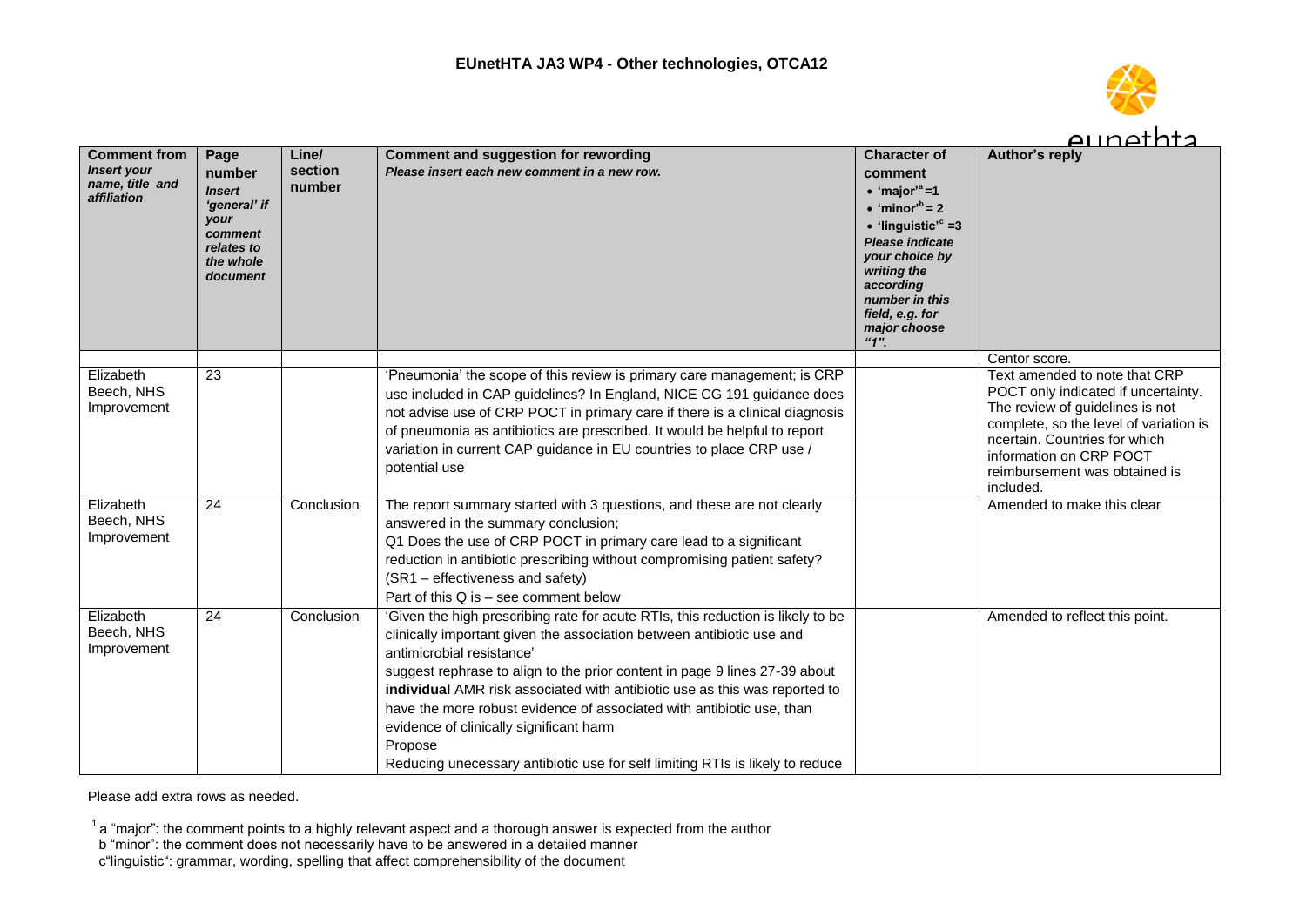| Comment from *Insert your name, title and affiliation* | Page number *Insert 'general' if your comment relates to the whole document* | Line/ section number | Comment and suggestion for rewording *Please insert each new comment in a new row.* | Character of comment • 'major'[a] =1 • 'minor'[b] = 2 • 'linguistic'[c] =3 *Please indicate your choice by writing the according number in this field, e.g. for major choose "1".* | Author's reply |
|---|---|---|---|---|---|
| | | | | | Centor score. |
| Elizabeth Beech, NHS Improvement | 23 | | 'Pneumonia' the scope of this review is primary care management; is CRP use included in CAP guidelines? In England, NICE CG 191 guidance does not advise use of CRP POCT in primary care if there is a clinical diagnosis of pneumonia as antibiotics are prescribed. It would be helpful to report variation in current CAP guidance in EU countries to place CRP use / potential use | | Text amended to note that CRP POCT only indicated if uncertainty. The review of guidelines is not complete, so the level of variation is ncertain. Countries for which information on CRP POCT reimbursement was obtained is included. |
| Elizabeth Beech, NHS Improvement | 24 | Conclusion | The report summary started with 3 questions, and these are not clearly answered in the summary conclusion;<br>Q1 Does the use of CRP POCT in primary care lead to a significant reduction in antibiotic prescribing without compromising patient safety? (SR1 – effectiveness and safety)<br>Part of this Q is – see comment below | | Amended to make this clear |
| Elizabeth Beech, NHS Improvement | 24 | Conclusion | 'Given the high prescribing rate for acute RTIs, this reduction is likely to be clinically important given the association between antibiotic use and antimicrobial resistance'<br>suggest rephrase to align to the prior content in page 9 lines 27-39 about **individual** AMR risk associated with antibiotic use as this was reported to have the more robust evidence of associated with antibiotic use, than evidence of clinically significant harm<br>Propose<br>Reducing unecessary antibiotic use for self limiting RTIs is likely to reduce | | Amended to reflect this point. |

Please add extra rows as needed.

[1] a "major": the comment points to a highly relevant aspect and a thorough answer is expected from the author
b "minor": the comment does not necessarily have to be answered in a detailed manner
c"linguistic": grammar, wording, spelling that affect comprehensibility of the document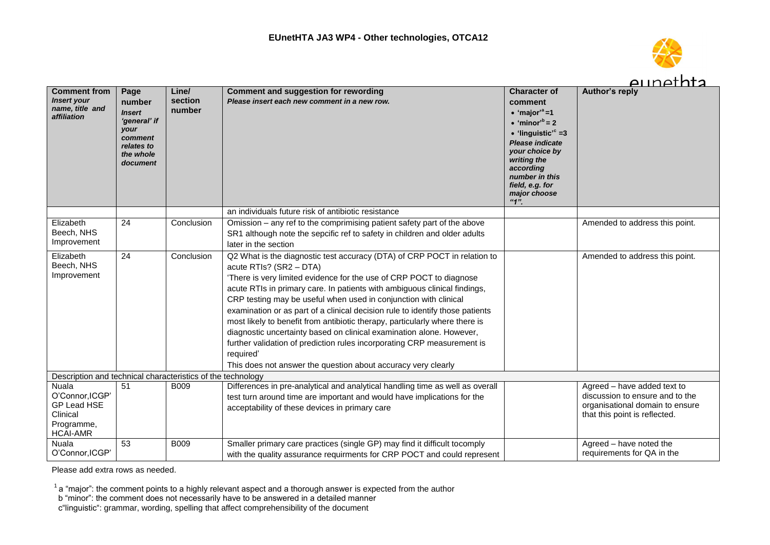| Comment from *Insert your name, title and affiliation* | Page number *Insert 'general' if your comment relates to the whole document* | Line/ section number | Comment and suggestion for rewording *Please insert each new comment in a new row.* | Character of comment • 'major'[a] =1 • 'minor'[b] = 2 • 'linguistic'[c] =3 *Please indicate your choice by writing the according number in this field, e.g. for major choose "1".* | Author's reply |
|---|---|---|---|---|---|
| | | | an individuals future risk of antibiotic resistance | | |
| Elizabeth Beech, NHS Improvement | 24 | Conclusion | Omission – any ref to the comprimising patient safety part of the above SR1 although note the sepcific ref to safety in children and older adults later in the section | | Amended to address this point. |
| Elizabeth Beech, NHS Improvement | 24 | Conclusion | Q2 What is the diagnostic test accuracy (DTA) of CRP POCT in relation to acute RTIs? (SR2 – DTA) 'There is very limited evidence for the use of CRP POCT to diagnose acute RTIs in primary care. In patients with ambiguous clinical findings, CRP testing may be useful when used in conjunction with clinical examination or as part of a clinical decision rule to identify those patients most likely to benefit from antibiotic therapy, particularly where there is diagnostic uncertainty based on clinical examination alone. However, further validation of prediction rules incorporating CRP measurement is required' This does not answer the question about accuracy very clearly | | Amended to address this point. |
| Description and technical characteristics of the technology | | | | | |
| Nuala O'Connor,ICGP' GP Lead HSE Clinical Programme, HCAI-AMR | 51 | B009 | Differences in pre-analytical and analytical handling time as well as overall test turn around time are important and would have implications for the acceptability of these devices in primary care | | Agreed – have added text to discussion to ensure and to the organisational domain to ensure that this point is reflected. |
| Nuala O'Connor,ICGP' | 53 | B009 | Smaller primary care practices (single GP) may find it difficult tocomply with the quality assurance requirments for CRP POCT and could represent | | Agreed – have noted the requirements for QA in the |

Please add extra rows as needed.

[1] a "major": the comment points to a highly relevant aspect and a thorough answer is expected from the author
b "minor": the comment does not necessarily have to be answered in a detailed manner
c"linguistic": grammar, wording, spelling that affect comprehensibility of the document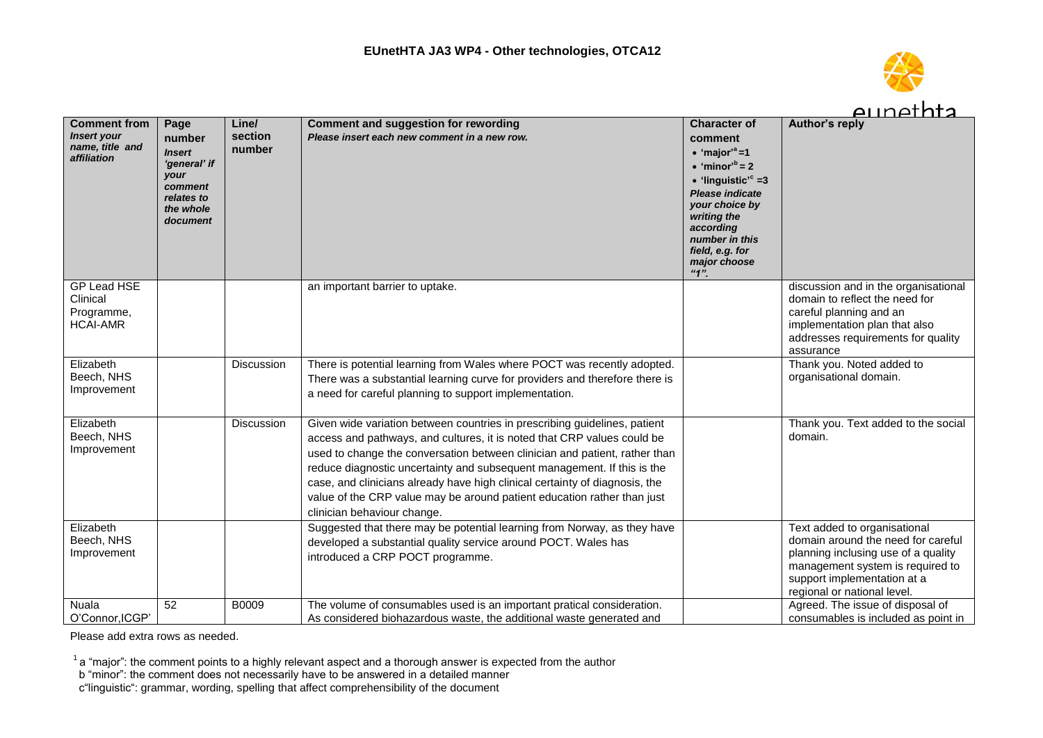| **Comment from** *Insert your name, title and affiliation* | **Page number** *Insert 'general' if your comment relates to the whole document* | **Line/ section number** | **Comment and suggestion for rewording** *Please insert each new comment in a new row.* | **Character of comment** • 'major'[a] =1 • 'minor'[b] = 2 • 'linguistic'[c] =3 *Please indicate your choice by writing the according number in this field, e.g. for major choose "1".* | **Author's reply** |
|---|---|---|---|---|---|
| GP Lead HSE Clinical Programme, HCAI-AMR | | | an important barrier to uptake. | | discussion and in the organisational domain to reflect the need for careful planning and an implementation plan that also addresses requirements for quality assurance |
| Elizabeth Beech, NHS Improvement | | Discussion | There is potential learning from Wales where POCT was recently adopted. There was a substantial learning curve for providers and therefore there is a need for careful planning to support implementation. | | Thank you. Noted added to organisational domain. |
| Elizabeth Beech, NHS Improvement | | Discussion | Given wide variation between countries in prescribing guidelines, patient access and pathways, and cultures, it is noted that CRP values could be used to change the conversation between clinician and patient, rather than reduce diagnostic uncertainty and subsequent management. If this is the case, and clinicians already have high clinical certainty of diagnosis, the value of the CRP value may be around patient education rather than just clinician behaviour change. | | Thank you. Text added to the social domain. |
| Elizabeth Beech, NHS Improvement | | | Suggested that there may be potential learning from Norway, as they have developed a substantial quality service around POCT. Wales has introduced a CRP POCT programme. | | Text added to organisational domain around the need for careful planning inclusing use of a quality management system is required to support implementation at a regional or national level. |
| Nuala O'Connor,ICGP' | 52 | B0009 | The volume of consumables used is an important pratical consideration. As considered biohazardous waste, the additional waste generated and | | Agreed. The issue of disposal of consumables is included as point in |

Please add extra rows as needed.

[1] a "major": the comment points to a highly relevant aspect and a thorough answer is expected from the author
b "minor": the comment does not necessarily have to be answered in a detailed manner
c"linguistic": grammar, wording, spelling that affect comprehensibility of the document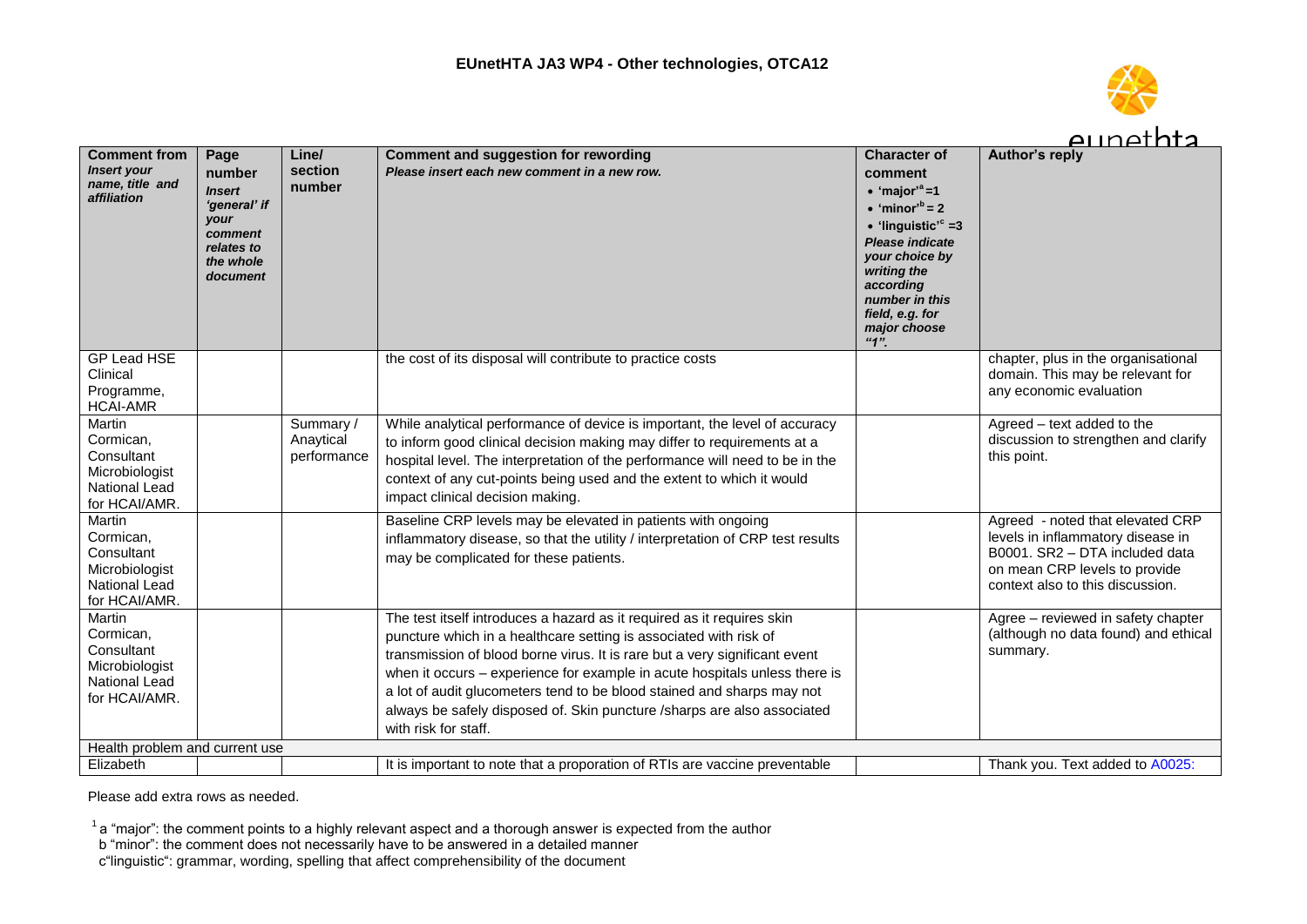| Comment from *Insert your name, title and affiliation* | Page number *Insert 'general' if your comment relates to the whole document* | Line/ section number | Comment and suggestion for rewording *Please insert each new comment in a new row.* | Character of comment • 'major'[a] =1 • 'minor'[b] = 2 • 'linguistic'[c] =3 *Please indicate your choice by writing the according number in this field, e.g. for major choose "1".* | Author's reply |
|---|---|---|---|---|---|
| GP Lead HSE Clinical Programme, HCAI-AMR | | | the cost of its disposal will contribute to practice costs | | chapter, plus in the organisational domain. This may be relevant for any economic evaluation |
| Martin Cormican, Consultant Microbiologist National Lead for HCAI/AMR. | | Summary / Anaytical performance | While analytical performance of device is important, the level of accuracy to inform good clinical decision making may differ to requirements at a hospital level. The interpretation of the performance will need to be in the context of any cut-points being used and the extent to which it would impact clinical decision making. | | Agreed – text added to the discussion to strengthen and clarify this point. |
| Martin Cormican, Consultant Microbiologist National Lead for HCAI/AMR. | | | Baseline CRP levels may be elevated in patients with ongoing inflammatory disease, so that the utility / interpretation of CRP test results may be complicated for these patients. | | Agreed - noted that elevated CRP levels in inflammatory disease in B0001. SR2 – DTA included data on mean CRP levels to provide context also to this discussion. |
| Martin Cormican, Consultant Microbiologist National Lead for HCAI/AMR. | | | The test itself introduces a hazard as it required as it requires skin puncture which in a healthcare setting is associated with risk of transmission of blood borne virus. It is rare but a very significant event when it occurs – experience for example in acute hospitals unless there is a lot of audit glucometers tend to be blood stained and sharps may not always be safely disposed of. Skin puncture /sharps are also associated with risk for staff. | | Agree – reviewed in safety chapter (although no data found) and ethical summary. |
| Health problem and current use | | | | | |
| Elizabeth | | | It is important to note that a proporation of RTIs are vaccine preventable | | Thank you. Text added to A0025: |

Please add extra rows as needed.

[1] a "major": the comment points to a highly relevant aspect and a thorough answer is expected from the author
b "minor": the comment does not necessarily have to be answered in a detailed manner
c"linguistic": grammar, wording, spelling that affect comprehensibility of the document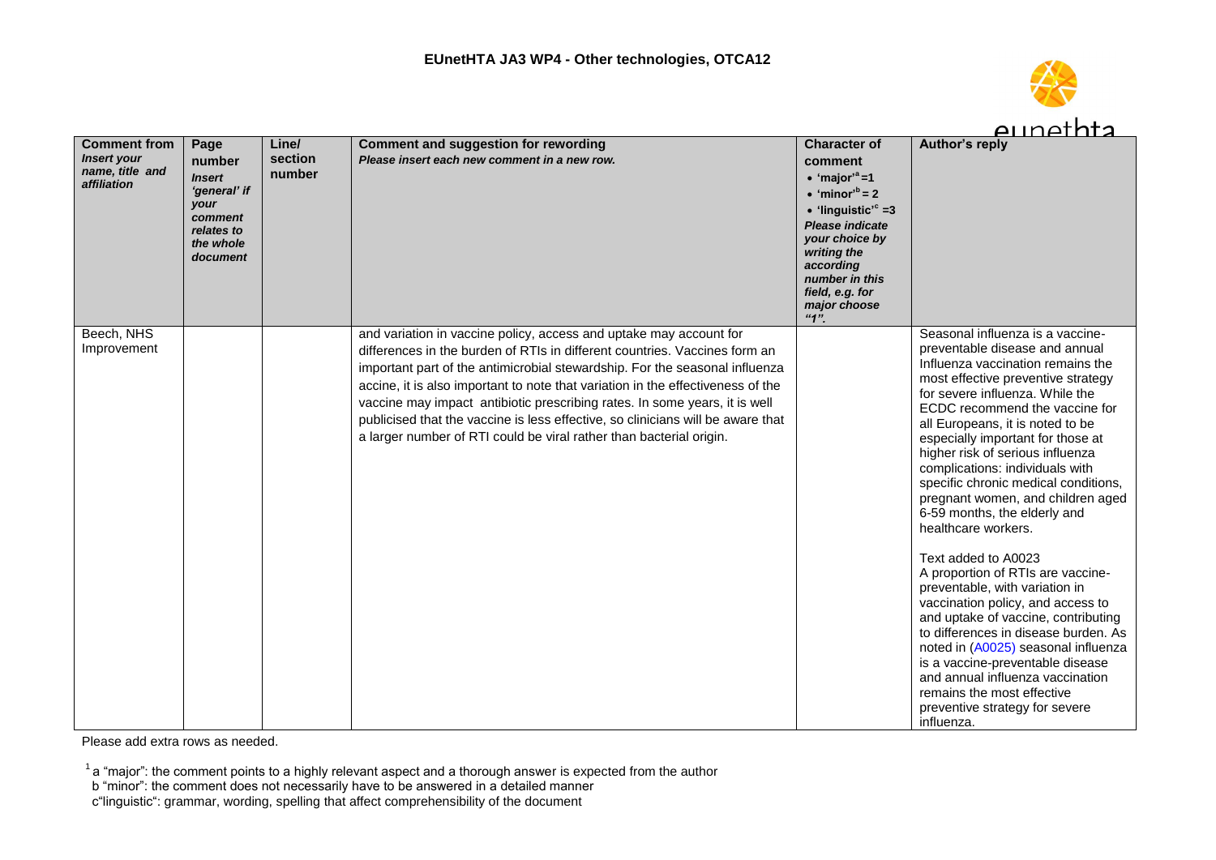| Comment from *Insert your name, title and affiliation* | Page number *Insert 'general' if your comment relates to the whole document* | Line/ section number | Comment and suggestion for rewording *Please insert each new comment in a new row.* | Character of comment • 'major'[a] =1 • 'minor'[b] = 2 • 'linguistic'[c] =3 *Please indicate your choice by writing the according number in this field, e.g. for major choose "1".* | Author's reply |
|---|---|---|---|---|---|
| Beech, NHS Improvement | | | and variation in vaccine policy, access and uptake may account for differences in the burden of RTIs in different countries. Vaccines form an important part of the antimicrobial stewardship. For the seasonal influenza accine, it is also important to note that variation in the effectiveness of the vaccine may impact antibiotic prescribing rates. In some years, it is well publicised that the vaccine is less effective, so clinicians will be aware that a larger number of RTI could be viral rather than bacterial origin. | | Seasonal influenza is a vaccine-preventable disease and annual Influenza vaccination remains the most effective preventive strategy for severe influenza. While the ECDC recommend the vaccine for all Europeans, it is noted to be especially important for those at higher risk of serious influenza complications: individuals with specific chronic medical conditions, pregnant women, and children aged 6-59 months, the elderly and healthcare workers.<br><br>Text added to A0023<br>A proportion of RTIs are vaccine-preventable, with variation in vaccination policy, and access to and uptake of vaccine, contributing to differences in disease burden. As noted in (A0025) seasonal influenza is a vaccine-preventable disease and annual influenza vaccination remains the most effective preventive strategy for severe influenza. |

Please add extra rows as needed.

[1] a "major": the comment points to a highly relevant aspect and a thorough answer is expected from the author
b "minor": the comment does not necessarily have to be answered in a detailed manner
c"linguistic": grammar, wording, spelling that affect comprehensibility of the document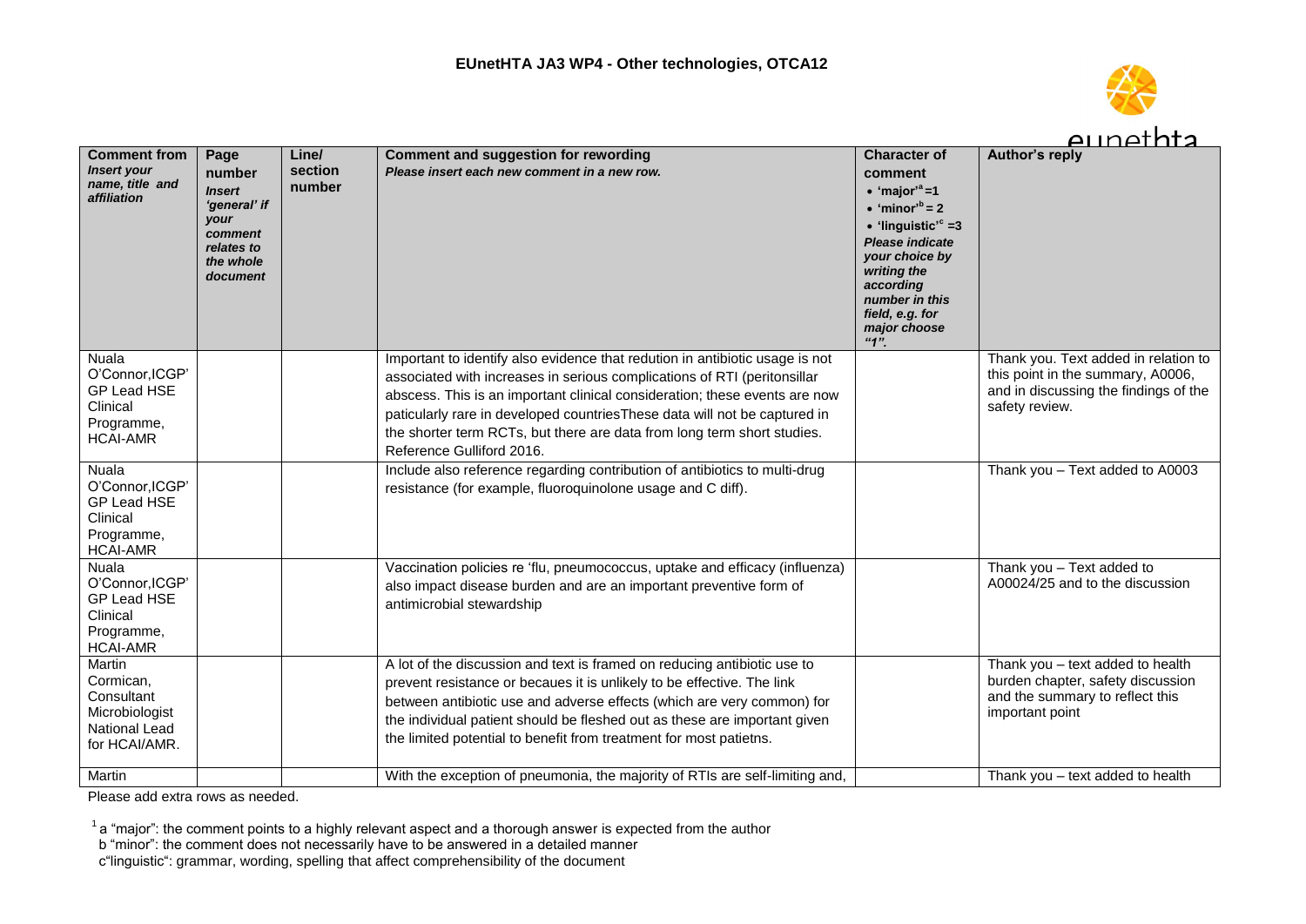| Comment from *Insert your name, title and affiliation* | Page number *Insert 'general' if your comment relates to the whole document* | Line/ section number | Comment and suggestion for rewording *Please insert each new comment in a new row.* | Character of comment • 'major'[a] =1 • 'minor'[b] = 2 • 'linguistic'[c] =3 *Please indicate your choice by writing the according number in this field, e.g. for major choose "1".* | Author's reply |
|---|---|---|---|---|---|
| Nuala O'Connor,ICGP' GP Lead HSE Clinical Programme, HCAI-AMR | | | Important to identify also evidence that redution in antibiotic usage is not associated with increases in serious complications of RTI (peritonsillar abscess. This is an important clinical consideration; these events are now paticularly rare in developed countriesThese data will not be captured in the shorter term RCTs, but there are data from long term short studies. Reference Gulliford 2016. | | Thank you. Text added in relation to this point in the summary, A0006, and in discussing the findings of the safety review. |
| Nuala O'Connor,ICGP' GP Lead HSE Clinical Programme, HCAI-AMR | | | Include also reference regarding contribution of antibiotics to multi-drug resistance (for example, fluoroquinolone usage and C diff). | | Thank you – Text added to A0003 |
| Nuala O'Connor,ICGP' GP Lead HSE Clinical Programme, HCAI-AMR | | | Vaccination policies re 'flu, pneumococcus, uptake and efficacy (influenza) also impact disease burden and are an important preventive form of antimicrobial stewardship | | Thank you – Text added to A00024/25 and to the discussion |
| Martin Cormican, Consultant Microbiologist National Lead for HCAI/AMR. | | | A lot of the discussion and text is framed on reducing antibiotic use to prevent resistance or becaues it is unlikely to be effective. The link between antibiotic use and adverse effects (which are very common) for the individual patient should be fleshed out as these are important given the limited potential to benefit from treatment for most patietns. | | Thank you – text added to health burden chapter, safety discussion and the summary to reflect this important point |
| Martin | | | With the exception of pneumonia, the majority of RTIs are self-limiting and, | | Thank you – text added to health |

Please add extra rows as needed.

[1] a "major": the comment points to a highly relevant aspect and a thorough answer is expected from the author
b "minor": the comment does not necessarily have to be answered in a detailed manner
c"linguistic": grammar, wording, spelling that affect comprehensibility of the document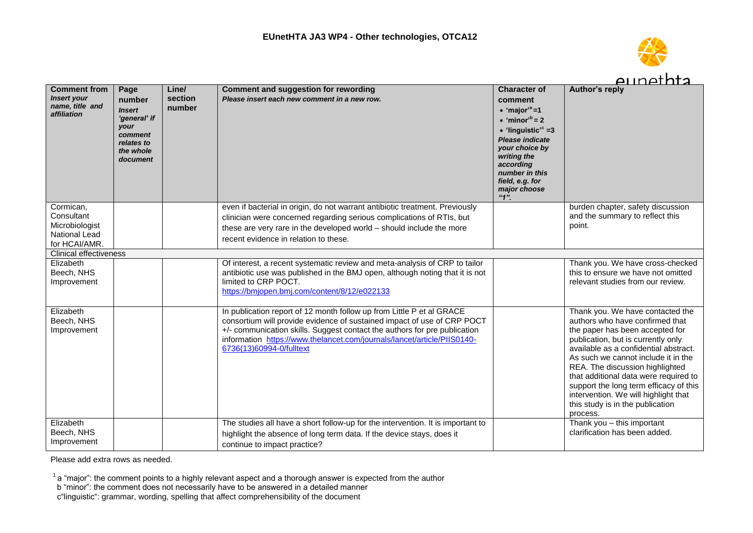# EUnetHTA JA3 WP4 - Other technologies, OTCA12

| **Comment from** *Insert your name, title and affiliation* | **Page number** *Insert 'general' if your comment relates to the whole document* | **Line/ section number** | **Comment and suggestion for rewording** *Please insert each new comment in a new row.* | **Character of comment** • **'major'[a] =1** • **'minor'[b] = 2** • **'linguistic'[c] =3** *Please indicate your choice by writing the according number in this field, e.g. for major choose "1".* | **Author's reply** |
|---|---|---|---|---|---|
| Cormican, Consultant Microbiologist National Lead for HCAI/AMR. | | | even if bacterial in origin, do not warrant antibiotic treatment. Previously clinician were concerned regarding serious complications of RTIs, but these are very rare in the developed world – should include the more recent evidence in relation to these. | | burden chapter, safety discussion and the summary to reflect this point. |
| Clinical effectiveness | | | | | |
| Elizabeth Beech, NHS Improvement | | | Of interest, a recent systematic review and meta-analysis of CRP to tailor antibiotic use was published in the BMJ open, although noting that it is not limited to CRP POCT. https://bmjopen.bmj.com/content/8/12/e022133 | | Thank you. We have cross-checked this to ensure we have not omitted relevant studies from our review. |
| Elizabeth Beech, NHS Improvement | | | In publication report of 12 month follow up from Little P et al GRACE consortium will provide evidence of sustained impact of use of CRP POCT +/- communication skills. Suggest contact the authors for pre publication information https://www.thelancet.com/journals/lancet/article/PIIS0140-6736(13)60994-0/fulltext | | Thank you. We have contacted the authors who have confirmed that the paper has been accepted for publication, but is currently only available as a confidential abstract. As such we cannot include it in the REA. The discussion highlighted that additional data were required to support the long term efficacy of this intervention. We will highlight that this study is in the publication process. |
| Elizabeth Beech, NHS Improvement | | | The studies all have a short follow-up for the intervention. It is important to highlight the absence of long term data. If the device stays, does it continue to impact practice? | | Thank you – this important clarification has been added. |

Please add extra rows as needed.

[1] a "major": the comment points to a highly relevant aspect and a thorough answer is expected from the author
b "minor": the comment does not necessarily have to be answered in a detailed manner
c"linguistic": grammar, wording, spelling that affect comprehensibility of the document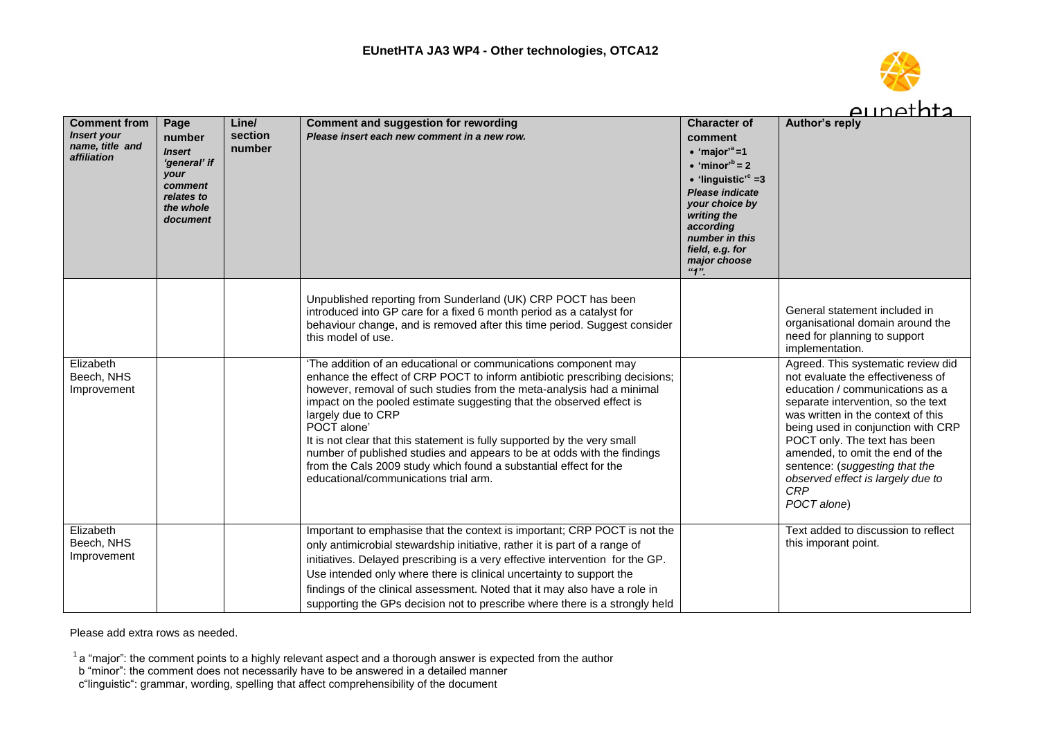| Comment from *Insert your name, title and affiliation* | Page number *Insert 'general' if your comment relates to the whole document* | Line/ section number | Comment and suggestion for rewording *Please insert each new comment in a new row.* | Character of comment • 'major'[a] =1 • 'minor'[b] = 2 • 'linguistic'[c] =3 *Please indicate your choice by writing the according number in this field, e.g. for major choose "1".* | Author's reply |
|---|---|---|---|---|---|
| | | | Unpublished reporting from Sunderland (UK) CRP POCT has been introduced into GP care for a fixed 6 month period as a catalyst for behaviour change, and is removed after this time period. Suggest consider this model of use. | | General statement included in organisational domain around the need for planning to support implementation. |
| Elizabeth Beech, NHS Improvement | | | 'The addition of an educational or communications component may enhance the effect of CRP POCT to inform antibiotic prescribing decisions; however, removal of such studies from the meta-analysis had a minimal impact on the pooled estimate suggesting that the observed effect is largely due to CRP POCT alone' It is not clear that this statement is fully supported by the very small number of published studies and appears to be at odds with the findings from the Cals 2009 study which found a substantial effect for the educational/communications trial arm. | | Agreed. This systematic review did not evaluate the effectiveness of education / communications as a separate intervention, so the text was written in the context of this being used in conjunction with CRP POCT only. The text has been amended, to omit the end of the sentence: (*suggesting that the observed effect is largely due to CRP POCT alone*) |
| Elizabeth Beech, NHS Improvement | | | Important to emphasise that the context is important; CRP POCT is not the only antimicrobial stewardship initiative, rather it is part of a range of initiatives. Delayed prescribing is a very effective intervention for the GP. Use intended only where there is clinical uncertainty to support the findings of the clinical assessment. Noted that it may also have a role in supporting the GPs decision not to prescribe where there is a strongly held | | Text added to discussion to reflect this imporant point. |

Please add extra rows as needed.

[1] a "major": the comment points to a highly relevant aspect and a thorough answer is expected from the author
b "minor": the comment does not necessarily have to be answered in a detailed manner
c"linguistic": grammar, wording, spelling that affect comprehensibility of the document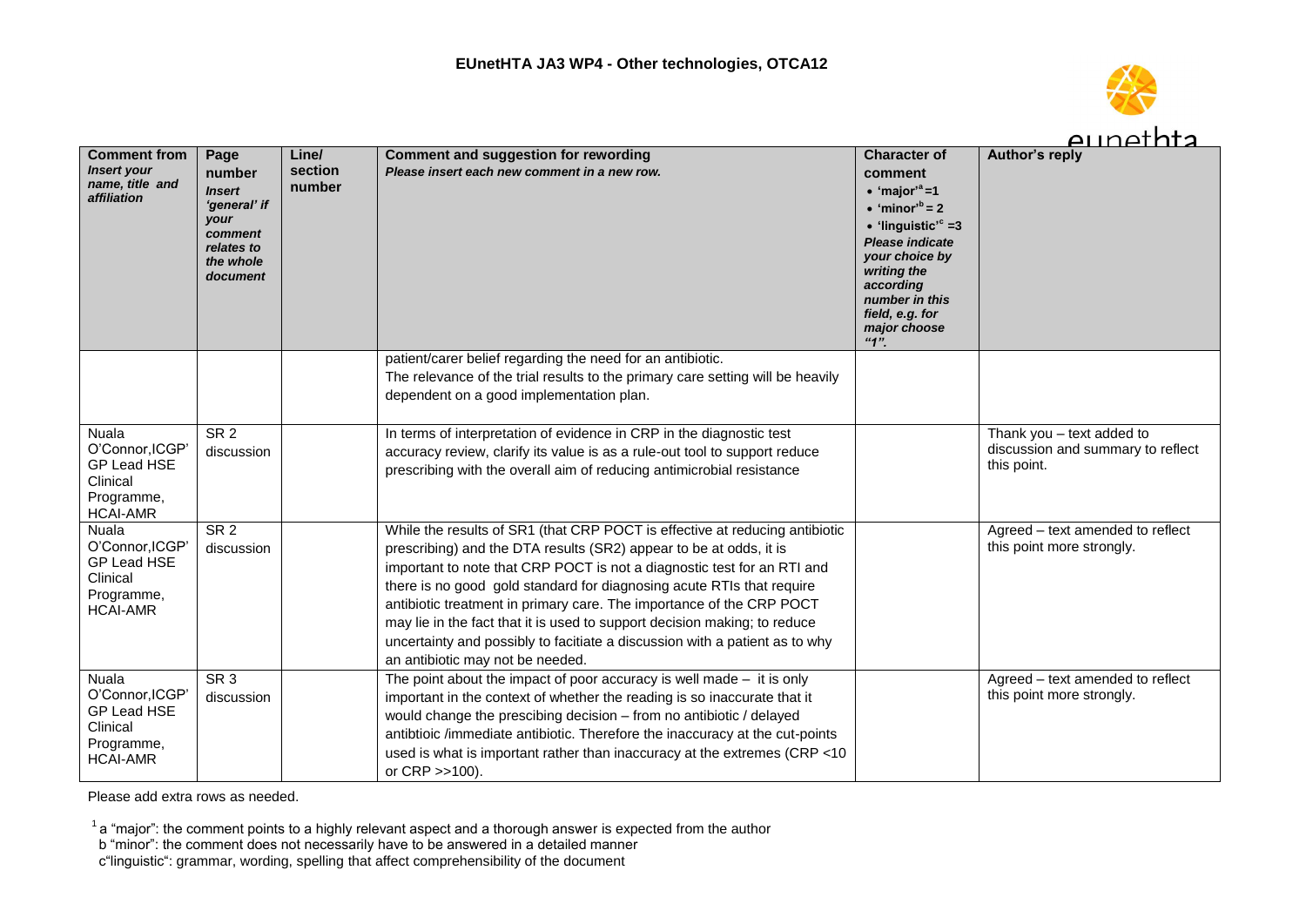| Comment from *Insert your name, title and affiliation* | Page number *Insert 'general' if your comment relates to the whole document* | Line/ section number | Comment and suggestion for rewording *Please insert each new comment in a new row.* | Character of comment • 'major'[a] =1 • 'minor'[b] = 2 • 'linguistic'[c] =3 *Please indicate your choice by writing the according number in this field, e.g. for major choose "1".* | Author's reply |
|---|---|---|---|---|---|
| | | | patient/carer belief regarding the need for an antibiotic. The relevance of the trial results to the primary care setting will be heavily dependent on a good implementation plan. | | |
| Nuala O'Connor,ICGP' GP Lead HSE Clinical Programme, HCAI-AMR | SR 2 discussion | | In terms of interpretation of evidence in CRP in the diagnostic test accuracy review, clarify its value is as a rule-out tool to support reduce prescribing with the overall aim of reducing antimicrobial resistance | | Thank you – text added to discussion and summary to reflect this point. |
| Nuala O'Connor,ICGP' GP Lead HSE Clinical Programme, HCAI-AMR | SR 2 discussion | | While the results of SR1 (that CRP POCT is effective at reducing antibiotic prescribing) and the DTA results (SR2) appear to be at odds, it is important to note that CRP POCT is not a diagnostic test for an RTI and there is no good gold standard for diagnosing acute RTIs that require antibiotic treatment in primary care. The importance of the CRP POCT may lie in the fact that it is used to support decision making; to reduce uncertainty and possibly to faciitate a discussion with a patient as to why an antibiotic may not be needed. | | Agreed – text amended to reflect this point more strongly. |
| Nuala O'Connor,ICGP' GP Lead HSE Clinical Programme, HCAI-AMR | SR 3 discussion | | The point about the impact of poor accuracy is well made – it is only important in the context of whether the reading is so inaccurate that it would change the prescibing decision – from no antibiotic / delayed antibtioic /immediate antibiotic. Therefore the inaccuracy at the cut-points used is what is important rather than inaccuracy at the extremes (CRP <10 or CRP >>100). | | Agreed – text amended to reflect this point more strongly. |

Please add extra rows as needed.

[1] a "major": the comment points to a highly relevant aspect and a thorough answer is expected from the author
b "minor": the comment does not necessarily have to be answered in a detailed manner
c"linguistic": grammar, wording, spelling that affect comprehensibility of the document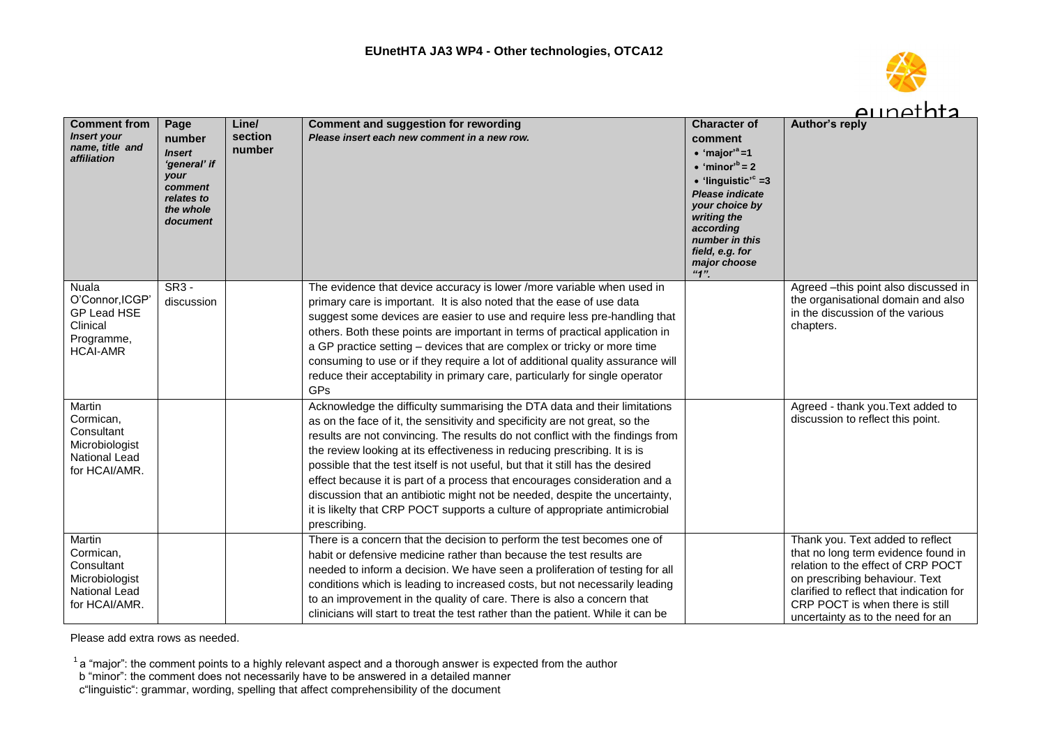| Comment from *Insert your name, title and affiliation* | Page number *Insert 'general' if your comment relates to the whole document* | Line/ section number | Comment and suggestion for rewording *Please insert each new comment in a new row.* | Character of comment • 'major'[a] =1 • 'minor'[b] = 2 • 'linguistic'[c] =3 *Please indicate your choice by writing the according number in this field, e.g. for major choose "1".* | Author's reply |
|---|---|---|---|---|---|
| Nuala O'Connor,ICGP' GP Lead HSE Clinical Programme, HCAI-AMR | SR3 - discussion | | The evidence that device accuracy is lower /more variable when used in primary care is important. It is also noted that the ease of use data suggest some devices are easier to use and require less pre-handling that others. Both these points are important in terms of practical application in a GP practice setting – devices that are complex or tricky or more time consuming to use or if they require a lot of additional quality assurance will reduce their acceptability in primary care, particularly for single operator GPs | | Agreed –this point also discussed in the organisational domain and also in the discussion of the various chapters. |
| Martin Cormican, Consultant Microbiologist National Lead for HCAI/AMR. | | | Acknowledge the difficulty summarising the DTA data and their limitations as on the face of it, the sensitivity and specificity are not great, so the results are not convincing. The results do not conflict with the findings from the review looking at its effectiveness in reducing prescribing. It is is possible that the test itself is not useful, but that it still has the desired effect because it is part of a process that encourages consideration and a discussion that an antibiotic might not be needed, despite the uncertainty, it is likelty that CRP POCT supports a culture of appropriate antimicrobial prescribing. | | Agreed - thank you.Text added to discussion to reflect this point. |
| Martin Cormican, Consultant Microbiologist National Lead for HCAI/AMR. | | | There is a concern that the decision to perform the test becomes one of habit or defensive medicine rather than because the test results are needed to inform a decision. We have seen a proliferation of testing for all conditions which is leading to increased costs, but not necessarily leading to an improvement in the quality of care. There is also a concern that clinicians will start to treat the test rather than the patient. While it can be | | Thank you. Text added to reflect that no long term evidence found in relation to the effect of CRP POCT on prescribing behaviour. Text clarified to reflect that indication for CRP POCT is when there is still uncertainty as to the need for an |

Please add extra rows as needed.

[1] a "major": the comment points to a highly relevant aspect and a thorough answer is expected from the author
b "minor": the comment does not necessarily have to be answered in a detailed manner
c"linguistic": grammar, wording, spelling that affect comprehensibility of the document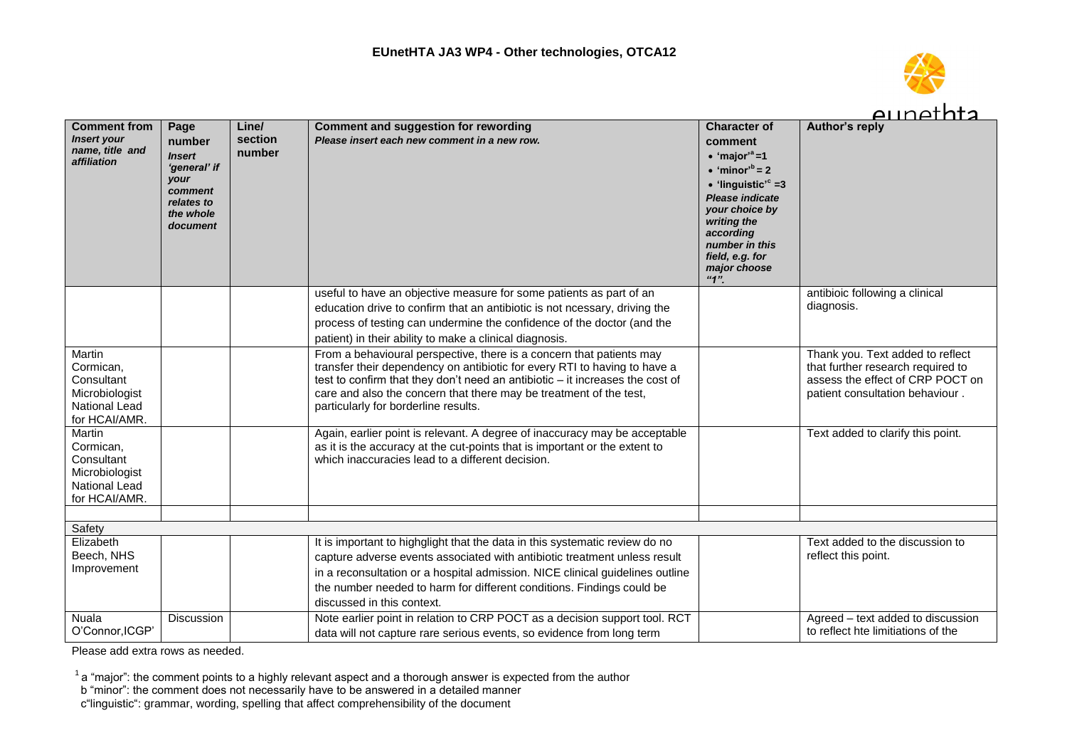| Comment from *Insert your name, title and affiliation* | Page number *Insert 'general' if your comment relates to the whole document* | Line/ section number | Comment and suggestion for rewording *Please insert each new comment in a new row.* | Character of comment • 'major'[a] =1 • 'minor'[b] = 2 • 'linguistic'[c] =3 *Please indicate your choice by writing the according number in this field, e.g. for major choose "1".* | Author's reply |
|---|---|---|---|---|---|
| | | | useful to have an objective measure for some patients as part of an education drive to confirm that an antibiotic is not ncessary, driving the process of testing can undermine the confidence of the doctor (and the patient) in their ability to make a clinical diagnosis. | | antibioic following a clinical diagnosis. |
| Martin Cormican, Consultant Microbiologist National Lead for HCAI/AMR. | | | From a behavioural perspective, there is a concern that patients may transfer their dependency on antibiotic for every RTI to having to have a test to confirm that they don't need an antibiotic – it increases the cost of care and also the concern that there may be treatment of the test, particularly for borderline results. | | Thank you. Text added to reflect that further research required to assess the effect of CRP POCT on patient consultation behaviour . |
| Martin Cormican, Consultant Microbiologist National Lead for HCAI/AMR. | | | Again, earlier point is relevant. A degree of inaccuracy may be acceptable as it is the accuracy at the cut-points that is important or the extent to which inaccuracies lead to a different decision. | | Text added to clarify this point. |
| | | | | | |
| Safety | | | | | |
| Elizabeth Beech, NHS Improvement | | | It is important to highglight that the data in this systematic review do no capture adverse events associated with antibiotic treatment unless result in a reconsultation or a hospital admission. NICE clinical guidelines outline the number needed to harm for different conditions. Findings could be discussed in this context. | | Text added to the discussion to reflect this point. |
| Nuala O'Connor,ICGP' | Discussion | | Note earlier point in relation to CRP POCT as a decision support tool. RCT data will not capture rare serious events, so evidence from long term | | Agreed – text added to discussion to reflect hte limitations of the |

Please add extra rows as needed.

[1] a "major": the comment points to a highly relevant aspect and a thorough answer is expected from the author
b "minor": the comment does not necessarily have to be answered in a detailed manner
c"linguistic": grammar, wording, spelling that affect comprehensibility of the document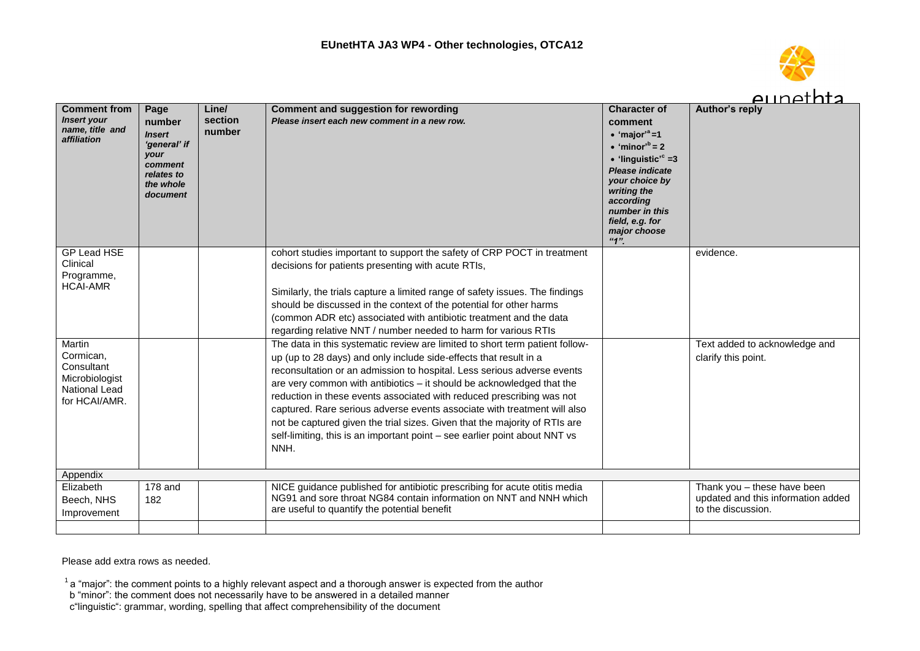| Comment from *Insert your name, title and affiliation* | Page number *Insert 'general' if your comment relates to the whole document* | Line/ section number | Comment and suggestion for rewording *Please insert each new comment in a new row.* | Character of comment • 'major'[a] =1 • 'minor'[b] = 2 • 'linguistic'[c] =3 *Please indicate your choice by writing the according number in this field, e.g. for major choose "1".* | Author's reply |
|---|---|---|---|---|---|
| GP Lead HSE Clinical Programme, HCAI-AMR | | | cohort studies important to support the safety of CRP POCT in treatment decisions for patients presenting with acute RTIs, <br><br> Similarly, the trials capture a limited range of safety issues. The findings should be discussed in the context of the potential for other harms (common ADR etc) associated with antibiotic treatment and the data regarding relative NNT / number needed to harm for various RTIs | | evidence. |
| Martin Cormican, Consultant Microbiologist National Lead for HCAI/AMR. | | | The data in this systematic review are limited to short term patient follow-up (up to 28 days) and only include side-effects that result in a reconsultation or an admission to hospital. Less serious adverse events are very common with antibiotics – it should be acknowledged that the reduction in these events associated with reduced prescribing was not captured. Rare serious adverse events associate with treatment will also not be captured given the trial sizes. Given that the majority of RTIs are self-limiting, this is an important point – see earlier point about NNT vs NNH. | | Text added to acknowledge and clarify this point. |
| Appendix | | | | | |
| Elizabeth Beech, NHS Improvement | 178 and 182 | | NICE guidance published for antibiotic prescribing for acute otitis media NG91 and sore throat NG84 contain information on NNT and NNH which are useful to quantify the potential benefit | | Thank you – these have been updated and this information added to the discussion. |
| | | | | | |

Please add extra rows as needed.

[1] a "major": the comment points to a highly relevant aspect and a thorough answer is expected from the author
b "minor": the comment does not necessarily have to be answered in a detailed manner
c"linguistic": grammar, wording, spelling that affect comprehensibility of the document